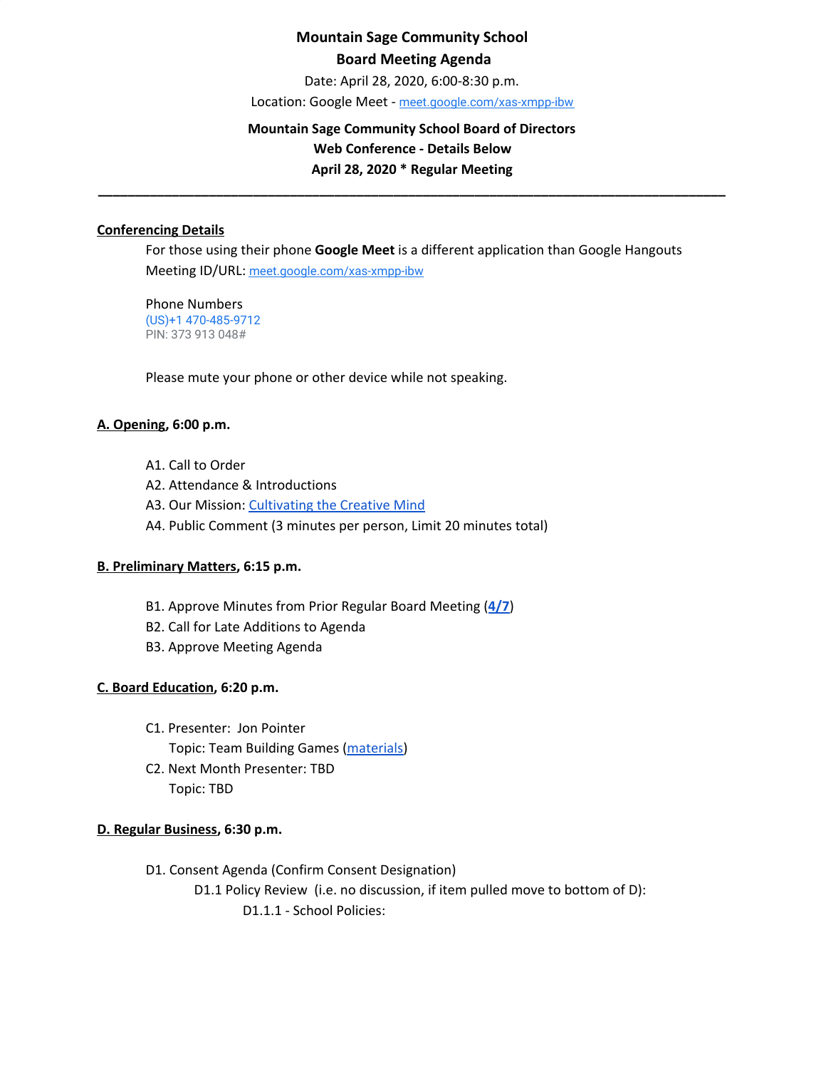**Mountain Sage Community School**

**Board Meeting Agenda**

Date: April 28, 2020, 6:00-8:30 p.m.

Location: Google Meet - meet.google.com/xas-xmpp-ibw

**Mountain Sage Community School Board of Directors**

**Web Conference - Details Below**

**April 28, 2020 * Regular Meeting**

---

**Conferencing Details**

For those using their phone **Google Meet** is a different application than Google Hangouts

Meeting ID/URL: meet.google.com/xas-xmpp-ibw

Phone Numbers

(US)+1 470-485-9712

PIN: 373 913 048#

Please mute your phone or other device while not speaking.

**A. Opening, 6:00 p.m.**

A1. Call to Order

A2. Attendance & Introductions

A3. Our Mission: Cultivating the Creative Mind

A4. Public Comment (3 minutes per person, Limit 20 minutes total)

**B. Preliminary Matters, 6:15 p.m.**

B1. Approve Minutes from Prior Regular Board Meeting (**4/7**)

B2. Call for Late Additions to Agenda

B3. Approve Meeting Agenda

**C. Board Education, 6:20 p.m.**

C1. Presenter: Jon Pointer

Topic: Team Building Games (materials)

C2. Next Month Presenter: TBD

Topic: TBD

**D. Regular Business, 6:30 p.m.**

D1. Consent Agenda (Confirm Consent Designation)

D1.1 Policy Review (i.e. no discussion, if item pulled move to bottom of D):

D1.1.1 - School Policies: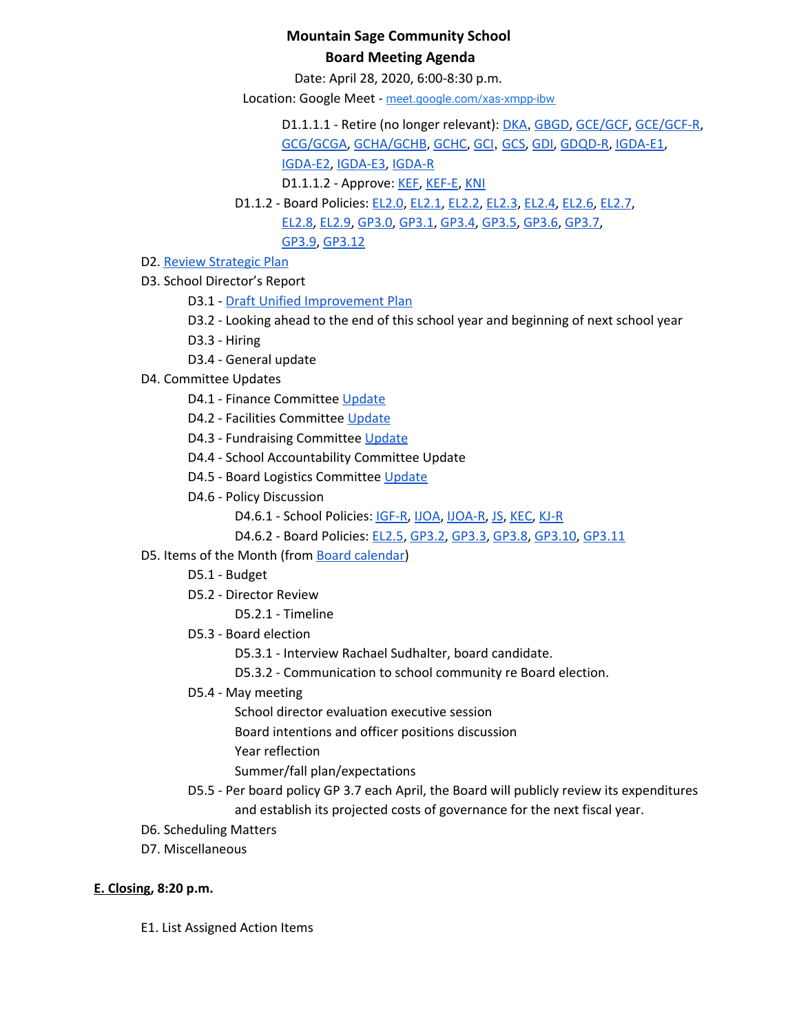**Mountain Sage Community School**

**Board Meeting Agenda**

Date: April 28, 2020, 6:00-8:30 p.m.

Location: Google Meet - meet.google.com/xas-xmpp-ibw

- D1.1.1.1 - Retire (no longer relevant): DKA, GBGD, GCE/GCF, GCE/GCF-R, GCG/GCGA, GCHA/GCHB, GCHC, GCI, GCS, GDI, GDQD-R, IGDA-E1, IGDA-E2, IGDA-E3, IGDA-R
- D1.1.1.2 - Approve: KEF, KEF-E, KNI

D1.1.2 - Board Policies: EL2.0, EL2.1, EL2.2, EL2.3, EL2.4, EL2.6, EL2.7, EL2.8, EL2.9, GP3.0, GP3.1, GP3.4, GP3.5, GP3.6, GP3.7, GP3.9, GP3.12

- D2. Review Strategic Plan
- D3. School Director's Report
  - D3.1 - Draft Unified Improvement Plan
  - D3.2 - Looking ahead to the end of this school year and beginning of next school year
  - D3.3 - Hiring
  - D3.4 - General update
- D4. Committee Updates
  - D4.1 - Finance Committee Update
  - D4.2 - Facilities Committee Update
  - D4.3 - Fundraising Committee Update
  - D4.4 - School Accountability Committee Update
  - D4.5 - Board Logistics Committee Update
  - D4.6 - Policy Discussion
    - D4.6.1 - School Policies: IGF-R, IJOA, IJOA-R, JS, KEC, KJ-R
    - D4.6.2 - Board Policies: EL2.5, GP3.2, GP3.3, GP3.8, GP3.10, GP3.11
- D5. Items of the Month (from Board calendar)
  - D5.1 - Budget
  - D5.2 - Director Review
    - D5.2.1 - Timeline
  - D5.3 - Board election
    - D5.3.1 - Interview Rachael Sudhalter, board candidate.
    - D5.3.2 - Communication to school community re Board election.
  - D5.4 - May meeting
    - School director evaluation executive session
    - Board intentions and officer positions discussion
    - Year reflection
    - Summer/fall plan/expectations
  - D5.5 - Per board policy GP 3.7 each April, the Board will publicly review its expenditures and establish its projected costs of governance for the next fiscal year.
- D6. Scheduling Matters
- D7. Miscellaneous

**E. Closing, 8:20 p.m.**

- E1. List Assigned Action Items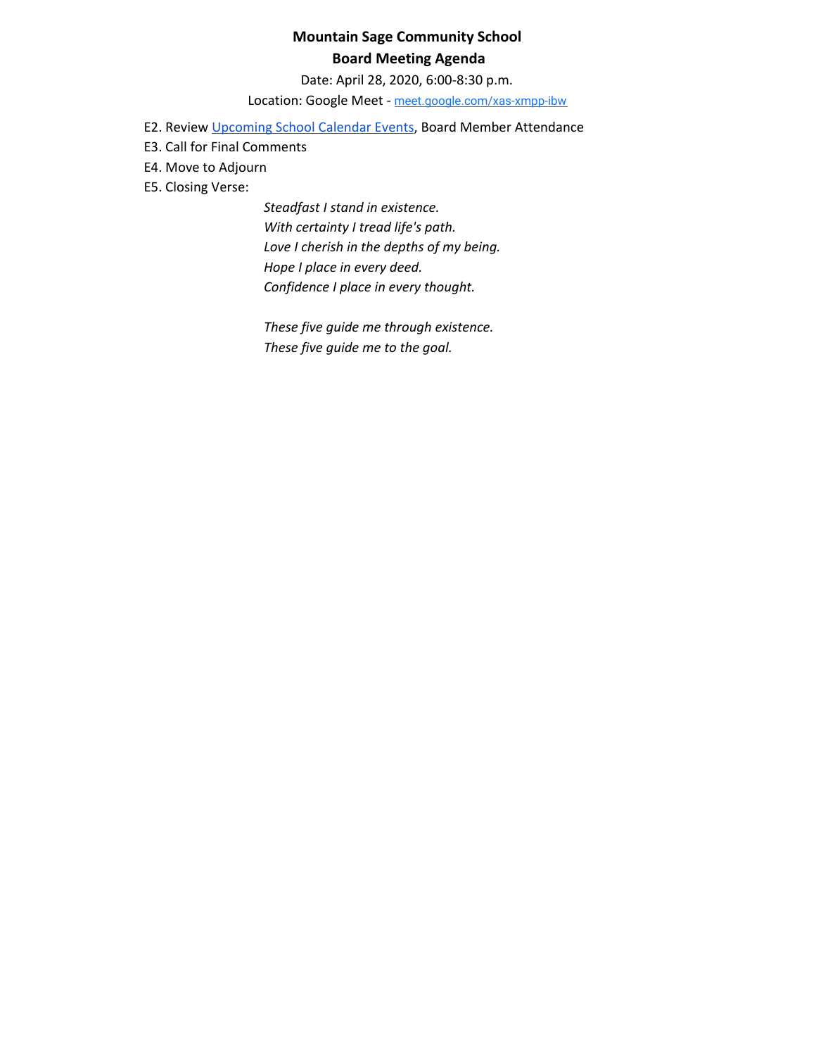**Mountain Sage Community School**

**Board Meeting Agenda**

Date: April 28, 2020, 6:00-8:30 p.m.

Location: Google Meet - meet.google.com/xas-xmpp-ibw

E2. Review Upcoming School Calendar Events, Board Member Attendance

E3. Call for Final Comments

E4. Move to Adjourn

E5. Closing Verse:

*Steadfast I stand in existence.*
*With certainty I tread life's path.*
*Love I cherish in the depths of my being.*
*Hope I place in every deed.*
*Confidence I place in every thought.*

*These five guide me through existence.*
*These five guide me to the goal.*